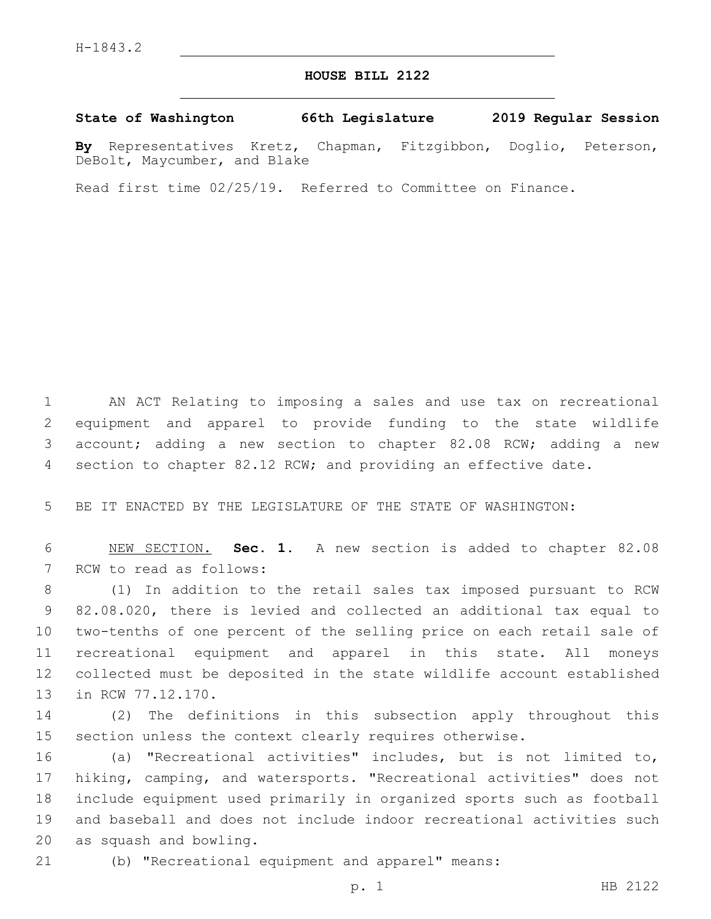H-1843.2

# HOUSE BILL 2122

**State of Washington 66th Legislature 2019 Regular Session**

**By** Representatives Kretz, Chapman, Fitzgibbon, Doglio, Peterson, DeBolt, Maycumber, and Blake

Read first time 02/25/19. Referred to Committee on Finance.

AN ACT Relating to imposing a sales and use tax on recreational equipment and apparel to provide funding to the state wildlife account; adding a new section to chapter 82.08 RCW; adding a new section to chapter 82.12 RCW; and providing an effective date.

BE IT ENACTED BY THE LEGISLATURE OF THE STATE OF WASHINGTON:

NEW SECTION. **Sec. 1.** A new section is added to chapter 82.08 RCW to read as follows:

(1) In addition to the retail sales tax imposed pursuant to RCW 82.08.020, there is levied and collected an additional tax equal to two-tenths of one percent of the selling price on each retail sale of recreational equipment and apparel in this state. All moneys collected must be deposited in the state wildlife account established in RCW 77.12.170.

(2) The definitions in this subsection apply throughout this section unless the context clearly requires otherwise.

(a) "Recreational activities" includes, but is not limited to, hiking, camping, and watersports. "Recreational activities" does not include equipment used primarily in organized sports such as football and baseball and does not include indoor recreational activities such as squash and bowling.

(b) "Recreational equipment and apparel" means: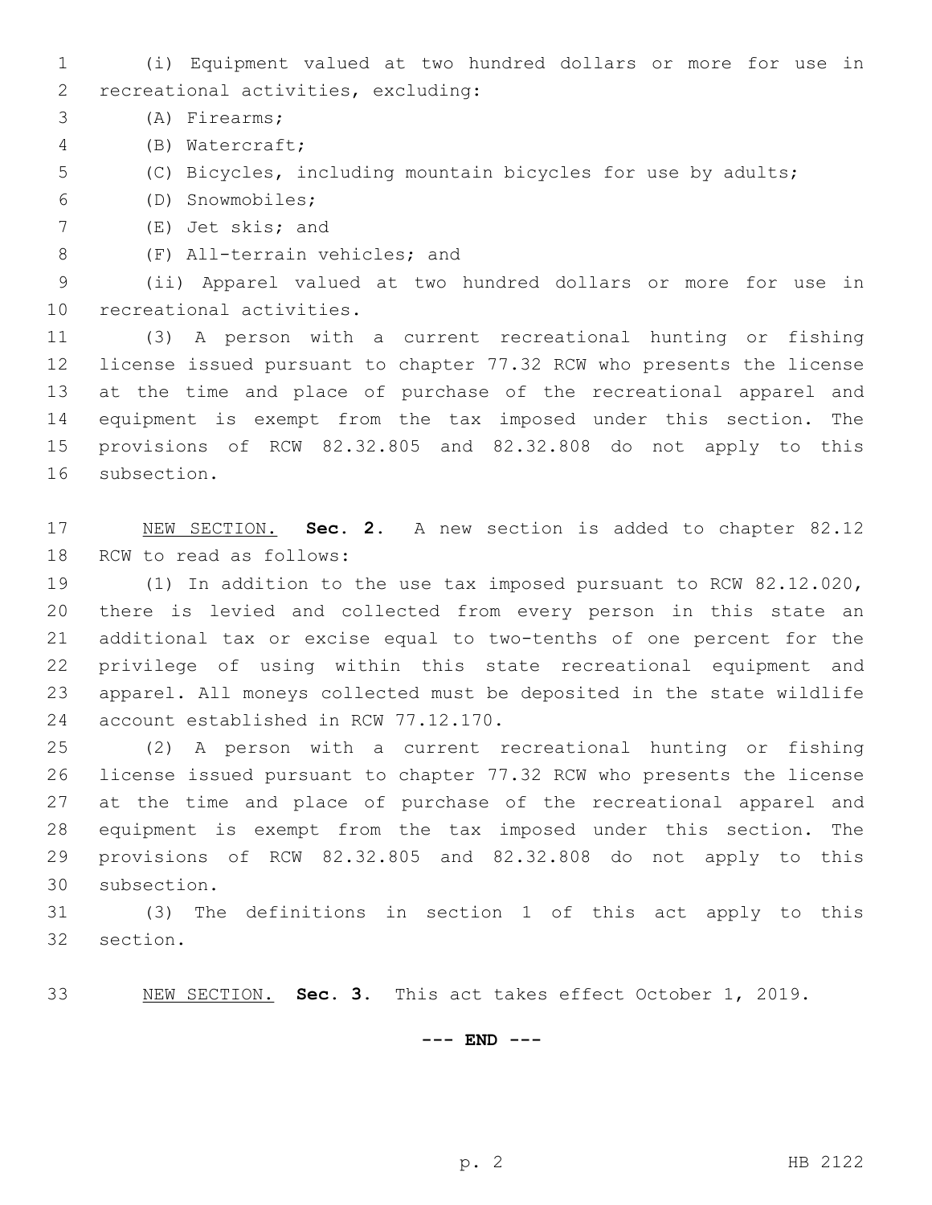(i) Equipment valued at two hundred dollars or more for use in recreational activities, excluding:

(A) Firearms;

(B) Watercraft;

(C) Bicycles, including mountain bicycles for use by adults;

(D) Snowmobiles;

(E) Jet skis; and

(F) All-terrain vehicles; and

(ii) Apparel valued at two hundred dollars or more for use in recreational activities.

(3) A person with a current recreational hunting or fishing license issued pursuant to chapter 77.32 RCW who presents the license at the time and place of purchase of the recreational apparel and equipment is exempt from the tax imposed under this section. The provisions of RCW 82.32.805 and 82.32.808 do not apply to this subsection.

NEW SECTION. **Sec. 2.** A new section is added to chapter 82.12 RCW to read as follows:

(1) In addition to the use tax imposed pursuant to RCW 82.12.020, there is levied and collected from every person in this state an additional tax or excise equal to two-tenths of one percent for the privilege of using within this state recreational equipment and apparel. All moneys collected must be deposited in the state wildlife account established in RCW 77.12.170.

(2) A person with a current recreational hunting or fishing license issued pursuant to chapter 77.32 RCW who presents the license at the time and place of purchase of the recreational apparel and equipment is exempt from the tax imposed under this section. The provisions of RCW 82.32.805 and 82.32.808 do not apply to this subsection.

(3) The definitions in section 1 of this act apply to this section.

NEW SECTION. **Sec. 3.** This act takes effect October 1, 2019.

**--- END ---**